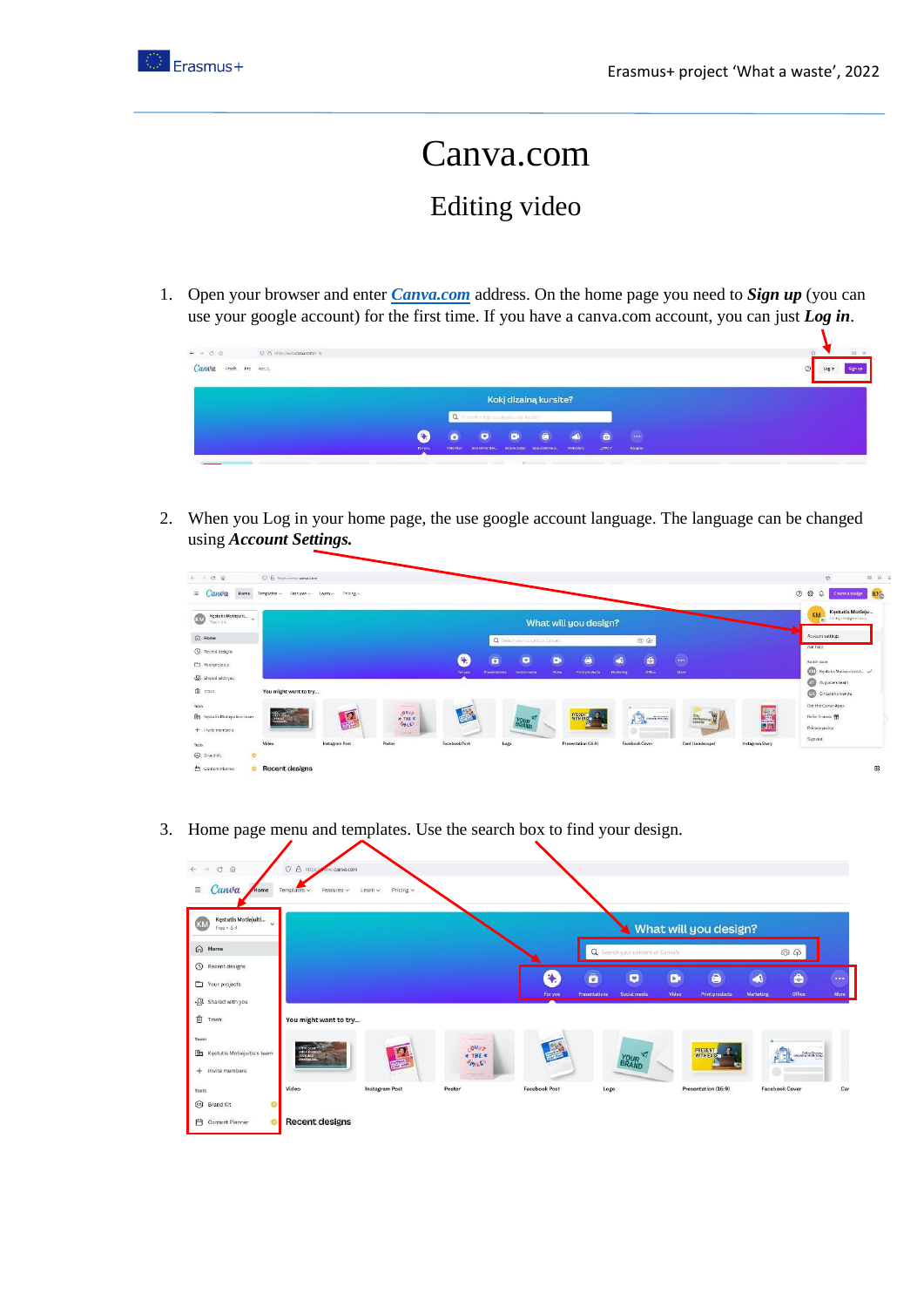# Canva.com

## Editing video

1. Open your browser and enter ***Canva.com*** address. On the home page you need to ***Sign up*** (you can use your google account) for the first time. If you have a canva.com account, you can just ***Log in***.

2. When you Log in your home page, the use google account language. The language can be changed using ***Account Settings.***

3. Home page menu and templates. Use the search box to find your design.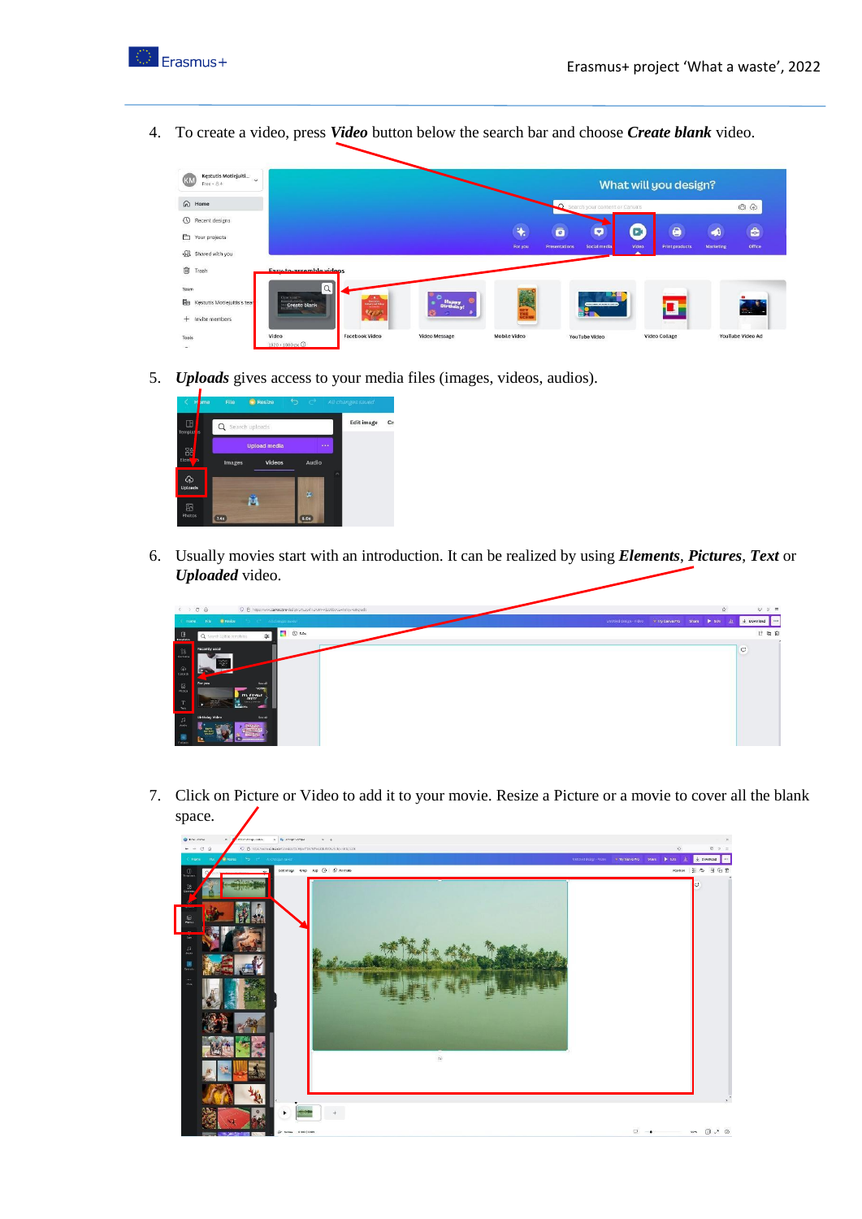4. To create a video, press ***Video*** button below the search bar and choose ***Create blank*** video.

5. ***Uploads*** gives access to your media files (images, videos, audios).

6. Usually movies start with an introduction. It can be realized by using ***Elements***, ***Pictures***, ***Text*** or ***Uploaded*** video.

7. Click on Picture or Video to add it to your movie. Resize a Picture or a movie to cover all the blank space.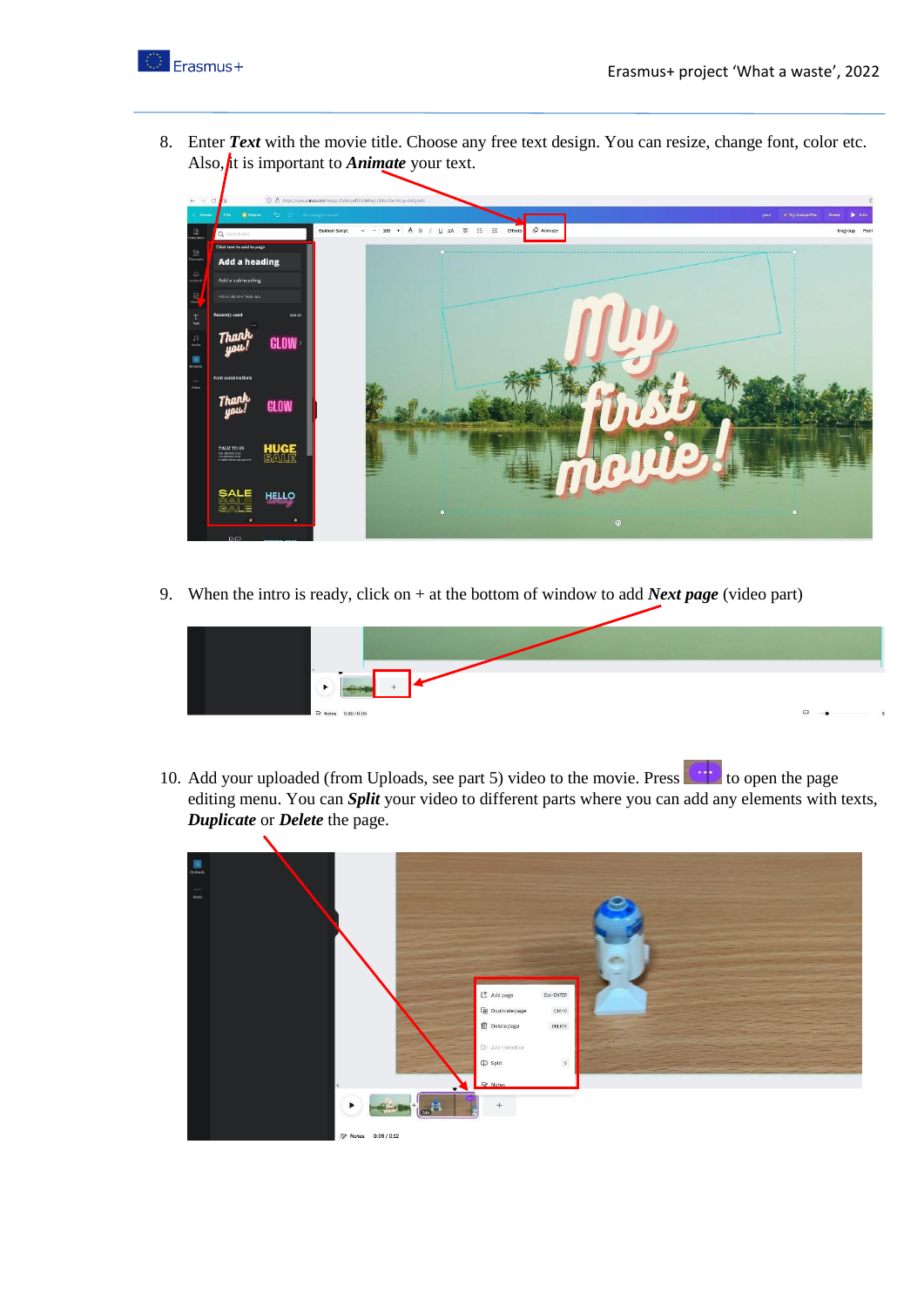8. Enter ***Text*** with the movie title. Choose any free text design. You can resize, change font, color etc. Also, it is important to ***Animate*** your text.

9. When the intro is ready, click on + at the bottom of window to add ***Next page*** (video part)

10. Add your uploaded (from Uploads, see part 5) video to the movie. Press to open the page editing menu. You can ***Split*** your video to different parts where you can add any elements with texts, ***Duplicate*** or ***Delete*** the page.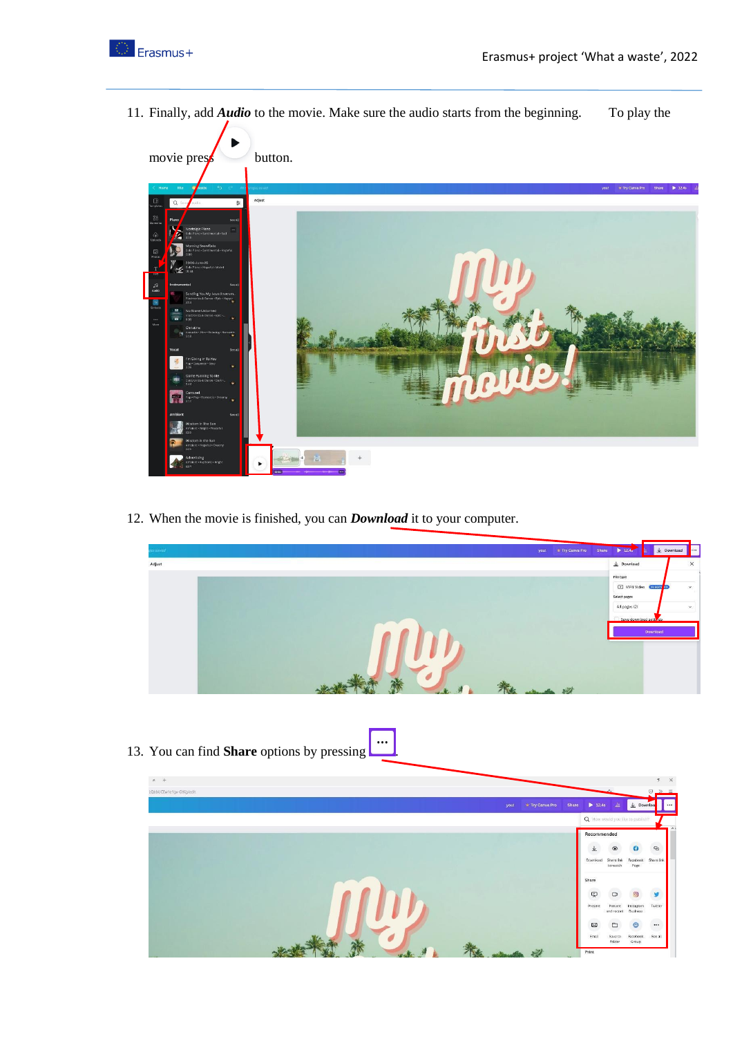11. Finally, add ***Audio*** to the movie. Make sure the audio starts from the beginning. To play the movie press ▶ button.

12. When the movie is finished, you can ***Download*** it to your computer.

13. You can find **Share** options by pressing ··· .